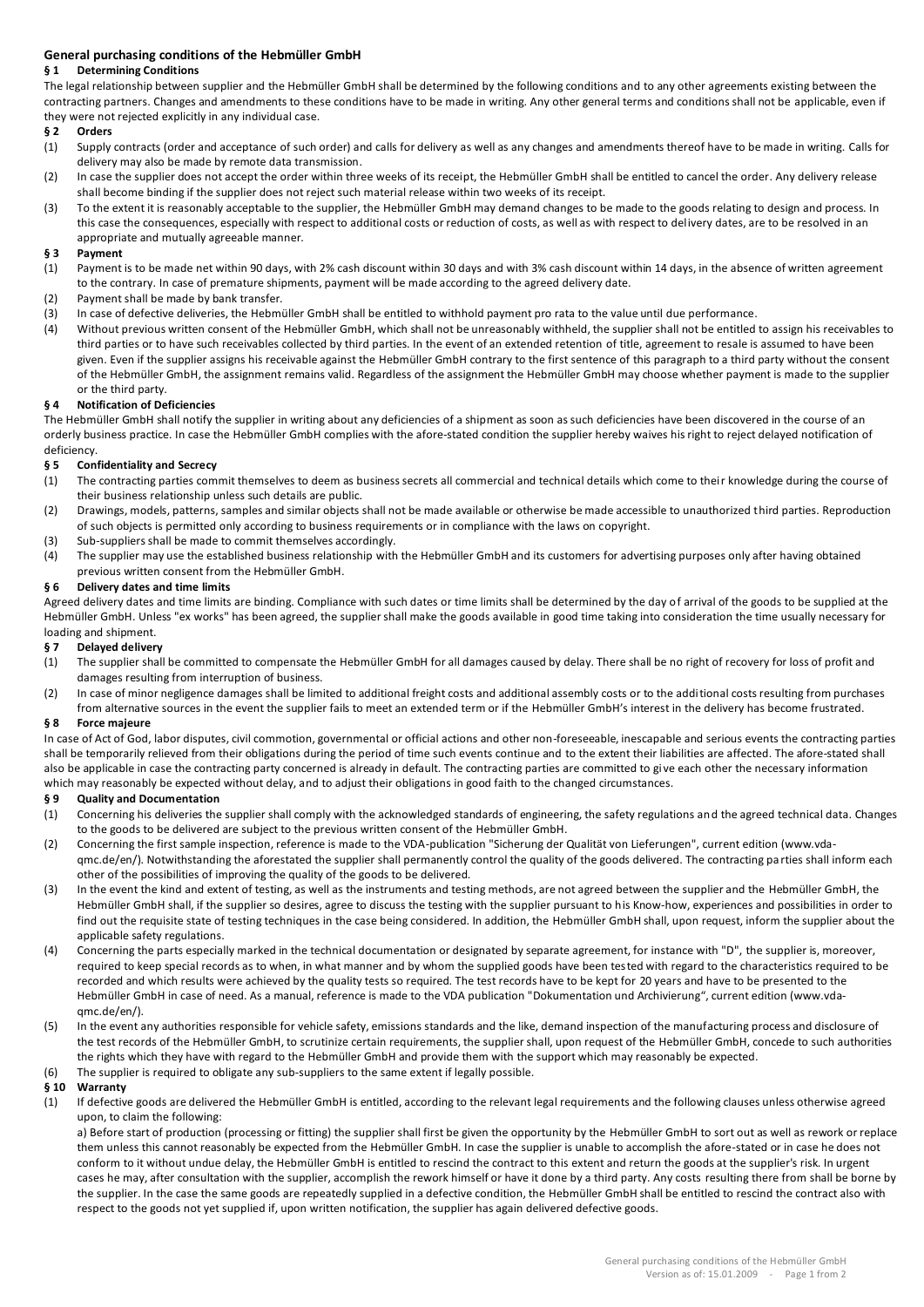# General purchasing conditions of the Hebmüller GmbH

## § 1 Determining Conditions

The legal relationship between supplier and the Hebmüller GmbH shall be determined by the following conditions and to any other agreements existing between the contracting partners. Changes and amendments to these conditions have to be made in writing. Any other general terms and conditions shall not be applicable, even if they were not rejected explicitly in any individual case.

## § 2 Orders

(1) Supply contracts (order and acceptance of such order) and calls for delivery as well as any changes and amendments thereof have to be made in writing. Calls for delivery may also be made by remote data transmission.

(2) In case the supplier does not accept the order within three weeks of its receipt, the Hebmüller GmbH shall be entitled to cancel the order. Any delivery release shall become binding if the supplier does not reject such material release within two weeks of its receipt.

(3) To the extent it is reasonably acceptable to the supplier, the Hebmüller GmbH may demand changes to be made to the goods relating to design and process. In this case the consequences, especially with respect to additional costs or reduction of costs, as well as with respect to delivery dates, are to be resolved in an appropriate and mutually agreeable manner.

## § 3 Payment

(1) Payment is to be made net within 90 days, with 2% cash discount within 30 days and with 3% cash discount within 14 days, in the absence of written agreement to the contrary. In case of premature shipments, payment will be made according to the agreed delivery date.

(2) Payment shall be made by bank transfer.

(3) In case of defective deliveries, the Hebmüller GmbH shall be entitled to withhold payment pro rata to the value until due performance.

(4) Without previous written consent of the Hebmüller GmbH, which shall not be unreasonably withheld, the supplier shall not be entitled to assign his receivables to third parties or to have such receivables collected by third parties. In the event of an extended retention of title, agreement to resale is assumed to have been given. Even if the supplier assigns his receivable against the Hebmüller GmbH contrary to the first sentence of this paragraph to a third party without the consent of the Hebmüller GmbH, the assignment remains valid. Regardless of the assignment the Hebmüller GmbH may choose whether payment is made to the supplier or the third party.

## § 4 Notification of Deficiencies

The Hebmüller GmbH shall notify the supplier in writing about any deficiencies of a shipment as soon as such deficiencies have been discovered in the course of an orderly business practice. In case the Hebmüller GmbH complies with the afore-stated condition the supplier hereby waives his right to reject delayed notification of deficiency.

## § 5 Confidentiality and Secrecy

(1) The contracting parties commit themselves to deem as business secrets all commercial and technical details which come to their knowledge during the course of their business relationship unless such details are public.

(2) Drawings, models, patterns, samples and similar objects shall not be made available or otherwise be made accessible to unauthorized third parties. Reproduction of such objects is permitted only according to business requirements or in compliance with the laws on copyright.

(3) Sub-suppliers shall be made to commit themselves accordingly.

(4) The supplier may use the established business relationship with the Hebmüller GmbH and its customers for advertising purposes only after having obtained previous written consent from the Hebmüller GmbH.

## § 6 Delivery dates and time limits

Agreed delivery dates and time limits are binding. Compliance with such dates or time limits shall be determined by the day of arrival of the goods to be supplied at the Hebmüller GmbH. Unless "ex works" has been agreed, the supplier shall make the goods available in good time taking into consideration the time usually necessary for loading and shipment.

## § 7 Delayed delivery

(1) The supplier shall be committed to compensate the Hebmüller GmbH for all damages caused by delay. There shall be no right of recovery for loss of profit and damages resulting from interruption of business.

(2) In case of minor negligence damages shall be limited to additional freight costs and additional assembly costs or to the additional costs resulting from purchases from alternative sources in the event the supplier fails to meet an extended term or if the Hebmüller GmbH's interest in the delivery has become frustrated.

## § 8 Force majeure

In case of Act of God, labor disputes, civil commotion, governmental or official actions and other non-foreseeable, inescapable and serious events the contracting parties shall be temporarily relieved from their obligations during the period of time such events continue and to the extent their liabilities are affected. The afore-stated shall also be applicable in case the contracting party concerned is already in default. The contracting parties are committed to give each other the necessary information which may reasonably be expected without delay, and to adjust their obligations in good faith to the changed circumstances.

## § 9 Quality and Documentation

(1) Concerning his deliveries the supplier shall comply with the acknowledged standards of engineering, the safety regulations and the agreed technical data. Changes to the goods to be delivered are subject to the previous written consent of the Hebmüller GmbH.

(2) Concerning the first sample inspection, reference is made to the VDA-publication "Sicherung der Qualität von Lieferungen", current edition (www.vda-qmc.de/en/). Notwithstanding the aforestated the supplier shall permanently control the quality of the goods delivered. The contracting parties shall inform each other of the possibilities of improving the quality of the goods to be delivered.

(3) In the event the kind and extent of testing, as well as the instruments and testing methods, are not agreed between the supplier and the Hebmüller GmbH, the Hebmüller GmbH shall, if the supplier so desires, agree to discuss the testing with the supplier pursuant to his Know-how, experiences and possibilities in order to find out the requisite state of testing techniques in the case being considered. In addition, the Hebmüller GmbH shall, upon request, inform the supplier about the applicable safety regulations.

(4) Concerning the parts especially marked in the technical documentation or designated by separate agreement, for instance with "D", the supplier is, moreover, required to keep special records as to when, in what manner and by whom the supplied goods have been tested with regard to the characteristics required to be recorded and which results were achieved by the quality tests so required. The test records have to be kept for 20 years and have to be presented to the Hebmüller GmbH in case of need. As a manual, reference is made to the VDA publication "Dokumentation und Archivierung", current edition (www.vda-qmc.de/en/).

(5) In the event any authorities responsible for vehicle safety, emissions standards and the like, demand inspection of the manufacturing process and disclosure of the test records of the Hebmüller GmbH, to scrutinize certain requirements, the supplier shall, upon request of the Hebmüller GmbH, concede to such authorities the rights which they have with regard to the Hebmüller GmbH and provide them with the support which may reasonably be expected.

(6) The supplier is required to obligate any sub-suppliers to the same extent if legally possible.

## § 10 Warranty

(1) If defective goods are delivered the Hebmüller GmbH is entitled, according to the relevant legal requirements and the following clauses unless otherwise agreed upon, to claim the following:

a) Before start of production (processing or fitting) the supplier shall first be given the opportunity by the Hebmüller GmbH to sort out as well as rework or replace them unless this cannot reasonably be expected from the Hebmüller GmbH. In case the supplier is unable to accomplish the afore-stated or in case he does not conform to it without undue delay, the Hebmüller GmbH is entitled to rescind the contract to this extent and return the goods at the supplier's risk. In urgent cases he may, after consultation with the supplier, accomplish the rework himself or have it done by a third party. Any costs resulting there from shall be borne by the supplier. In the case the same goods are repeatedly supplied in a defective condition, the Hebmüller GmbH shall be entitled to rescind the contract also with respect to the goods not yet supplied if, upon written notification, the supplier has again delivered defective goods.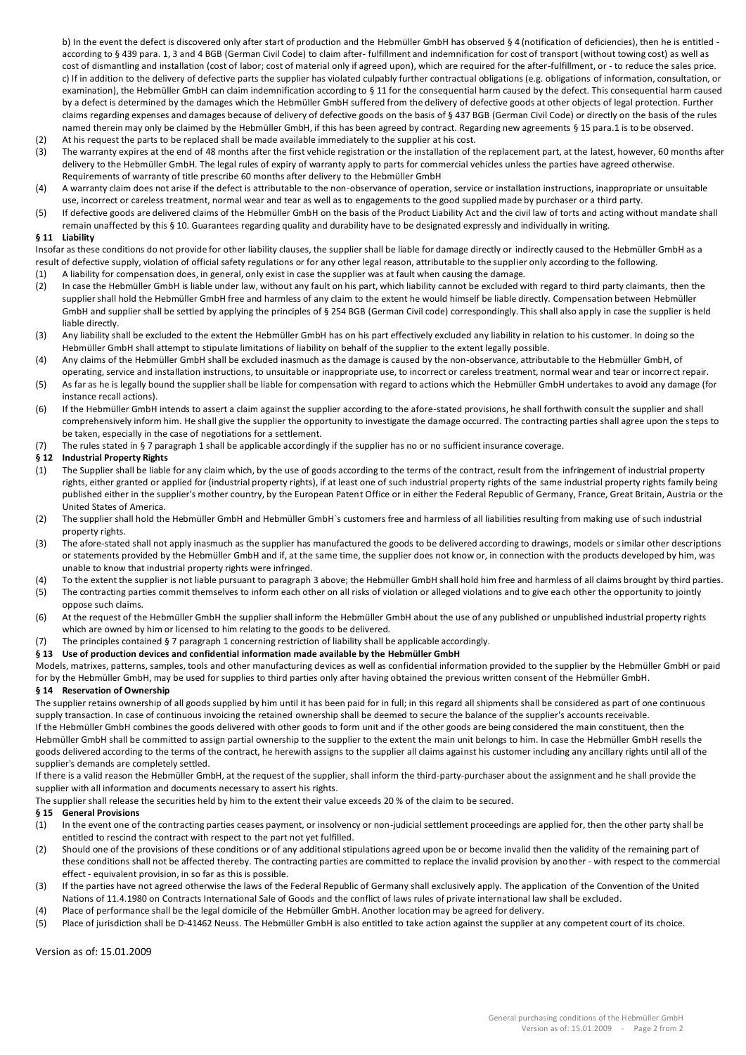b) In the event the defect is discovered only after start of production and the Hebmüller GmbH has observed § 4 (notification of deficiencies), then he is entitled - according to § 439 para. 1, 3 and 4 BGB (German Civil Code) to claim after- fulfillment and indemnification for cost of transport (without towing cost) as well as cost of dismantling and installation (cost of labor; cost of material only if agreed upon), which are required for the after-fulfillment, or - to reduce the sales price.

c) If in addition to the delivery of defective parts the supplier has violated culpably further contractual obligations (e.g. obligations of information, consultation, or examination), the Hebmüller GmbH can claim indemnification according to § 11 for the consequential harm caused by the defect. This consequential harm caused by a defect is determined by the damages which the Hebmüller GmbH suffered from the delivery of defective goods at other objects of legal protection. Further claims regarding expenses and damages because of delivery of defective goods on the basis of § 437 BGB (German Civil Code) or directly on the basis of the rules named therein may only be claimed by the Hebmüller GmbH, if this has been agreed by contract. Regarding new agreements § 15 para.1 is to be observed.

(2) At his request the parts to be replaced shall be made available immediately to the supplier at his cost.

(3) The warranty expires at the end of 48 months after the first vehicle registration or the installation of the replacement part, at the latest, however, 60 months after delivery to the Hebmüller GmbH. The legal rules of expiry of warranty apply to parts for commercial vehicles unless the parties have agreed otherwise. Requirements of warranty of title prescribe 60 months after delivery to the Hebmüller GmbH

(4) A warranty claim does not arise if the defect is attributable to the non-observance of operation, service or installation instructions, inappropriate or unsuitable use, incorrect or careless treatment, normal wear and tear as well as to engagements to the good supplied made by purchaser or a third party.

(5) If defective goods are delivered claims of the Hebmüller GmbH on the basis of the Product Liability Act and the civil law of torts and acting without mandate shall remain unaffected by this § 10. Guarantees regarding quality and durability have to be designated expressly and individually in writing.

**§ 11 Liability**

Insofar as these conditions do not provide for other liability clauses, the supplier shall be liable for damage directly or indirectly caused to the Hebmüller GmbH as a result of defective supply, violation of official safety regulations or for any other legal reason, attributable to the supplier only according to the following.

(1) A liability for compensation does, in general, only exist in case the supplier was at fault when causing the damage.

(2) In case the Hebmüller GmbH is liable under law, without any fault on his part, which liability cannot be excluded with regard to third party claimants, then the supplier shall hold the Hebmüller GmbH free and harmless of any claim to the extent he would himself be liable directly. Compensation between Hebmüller GmbH and supplier shall be settled by applying the principles of § 254 BGB (German Civil code) correspondingly. This shall also apply in case the supplier is held liable directly.

(3) Any liability shall be excluded to the extent the Hebmüller GmbH has on his part effectively excluded any liability in relation to his customer. In doing so the Hebmüller GmbH shall attempt to stipulate limitations of liability on behalf of the supplier to the extent legally possible.

(4) Any claims of the Hebmüller GmbH shall be excluded inasmuch as the damage is caused by the non-observance, attributable to the Hebmüller GmbH, of operating, service and installation instructions, to unsuitable or inappropriate use, to incorrect or careless treatment, normal wear and tear or incorrect repair.

(5) As far as he is legally bound the supplier shall be liable for compensation with regard to actions which the Hebmüller GmbH undertakes to avoid any damage (for instance recall actions).

(6) If the Hebmüller GmbH intends to assert a claim against the supplier according to the afore-stated provisions, he shall forthwith consult the supplier and shall comprehensively inform him. He shall give the supplier the opportunity to investigate the damage occurred. The contracting parties shall agree upon the steps to be taken, especially in the case of negotiations for a settlement.

(7) The rules stated in § 7 paragraph 1 shall be applicable accordingly if the supplier has no or no sufficient insurance coverage.

**§ 12 Industrial Property Rights**

(1) The Supplier shall be liable for any claim which, by the use of goods according to the terms of the contract, result from the infringement of industrial property rights, either granted or applied for (industrial property rights), if at least one of such industrial property rights of the same industrial property rights family being published either in the supplier's mother country, by the European Patent Office or in either the Federal Republic of Germany, France, Great Britain, Austria or the United States of America.

(2) The supplier shall hold the Hebmüller GmbH and Hebmüller GmbH`s customers free and harmless of all liabilities resulting from making use of such industrial property rights.

(3) The afore-stated shall not apply inasmuch as the supplier has manufactured the goods to be delivered according to drawings, models or similar other descriptions or statements provided by the Hebmüller GmbH and if, at the same time, the supplier does not know or, in connection with the products developed by him, was unable to know that industrial property rights were infringed.

(4) To the extent the supplier is not liable pursuant to paragraph 3 above; the Hebmüller GmbH shall hold him free and harmless of all claims brought by third parties.

(5) The contracting parties commit themselves to inform each other on all risks of violation or alleged violations and to give each other the opportunity to jointly oppose such claims.

(6) At the request of the Hebmüller GmbH the supplier shall inform the Hebmüller GmbH about the use of any published or unpublished industrial property rights which are owned by him or licensed to him relating to the goods to be delivered.

(7) The principles contained § 7 paragraph 1 concerning restriction of liability shall be applicable accordingly.

**§ 13 Use of production devices and confidential information made available by the Hebmüller GmbH**

Models, matrixes, patterns, samples, tools and other manufacturing devices as well as confidential information provided to the supplier by the Hebmüller GmbH or paid for by the Hebmüller GmbH, may be used for supplies to third parties only after having obtained the previous written consent of the Hebmüller GmbH.

**§ 14 Reservation of Ownership**

The supplier retains ownership of all goods supplied by him until it has been paid for in full; in this regard all shipments shall be considered as part of one continuous supply transaction. In case of continuous invoicing the retained ownership shall be deemed to secure the balance of the supplier's accounts receivable.

If the Hebmüller GmbH combines the goods delivered with other goods to form unit and if the other goods are being considered the main constituent, then the Hebmüller GmbH shall be committed to assign partial ownership to the supplier to the extent the main unit belongs to him. In case the Hebmüller GmbH resells the goods delivered according to the terms of the contract, he herewith assigns to the supplier all claims against his customer including any ancillary rights until all of the supplier's demands are completely settled.

If there is a valid reason the Hebmüller GmbH, at the request of the supplier, shall inform the third-party-purchaser about the assignment and he shall provide the supplier with all information and documents necessary to assert his rights.

The supplier shall release the securities held by him to the extent their value exceeds 20 % of the claim to be secured.

**§ 15 General Provisions**

(1) In the event one of the contracting parties ceases payment, or insolvency or non-judicial settlement proceedings are applied for, then the other party shall be entitled to rescind the contract with respect to the part not yet fulfilled.

(2) Should one of the provisions of these conditions or of any additional stipulations agreed upon be or become invalid then the validity of the remaining part of these conditions shall not be affected thereby. The contracting parties are committed to replace the invalid provision by another - with respect to the commercial effect - equivalent provision, in so far as this is possible.

(3) If the parties have not agreed otherwise the laws of the Federal Republic of Germany shall exclusively apply. The application of the Convention of the United Nations of 11.4.1980 on Contracts International Sale of Goods and the conflict of laws rules of private international law shall be excluded.

(4) Place of performance shall be the legal domicile of the Hebmüller GmbH. Another location may be agreed for delivery.

(5) Place of jurisdiction shall be D-41462 Neuss. The Hebmüller GmbH is also entitled to take action against the supplier at any competent court of its choice.

Version as of: 15.01.2009